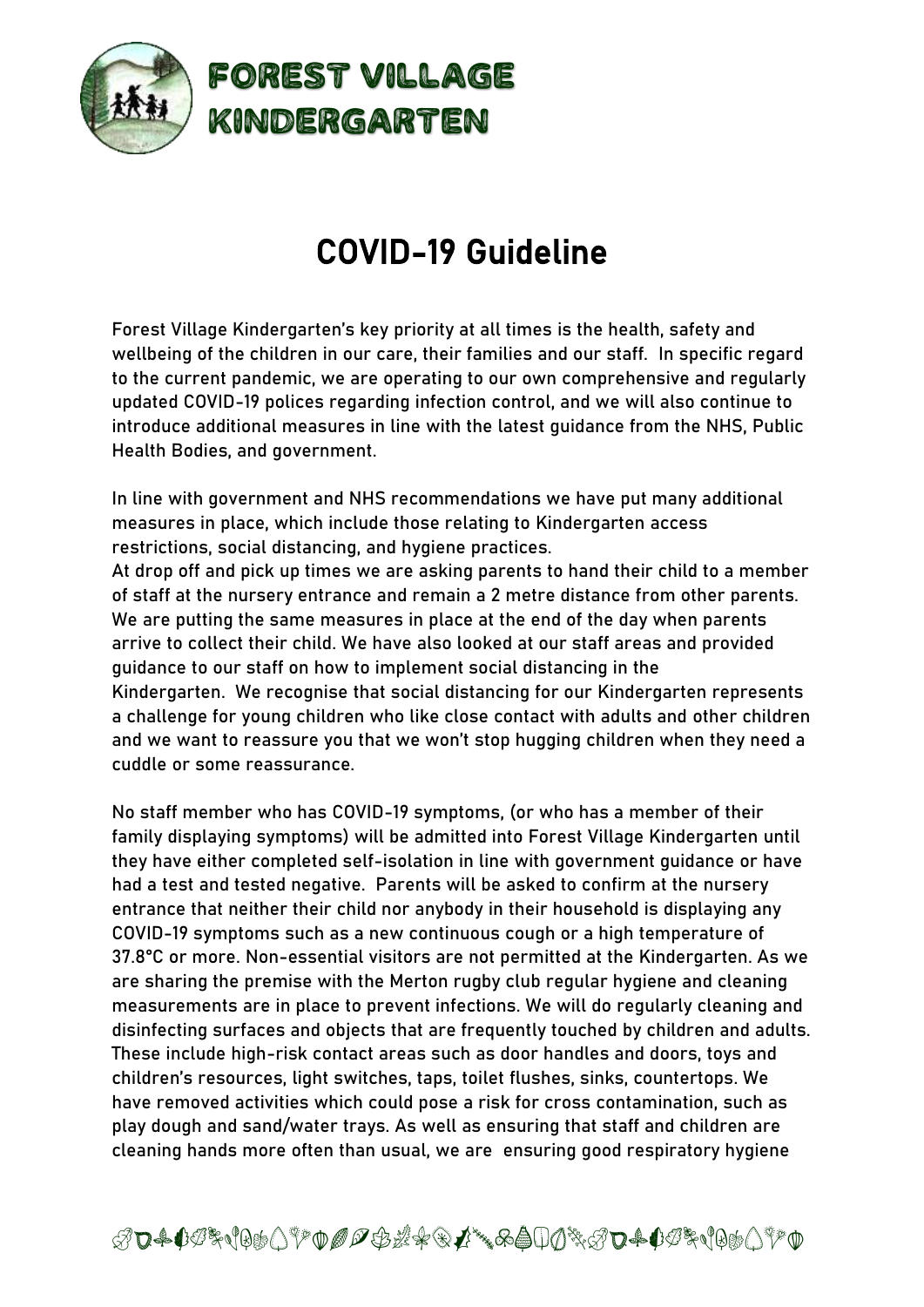# FOREST VILLAGE KINDERGARTEN

## COVID-19 Guideline

Forest Village Kindergarten's key priority at all times is the health, safety and wellbeing of the children in our care, their families and our staff. In specific regard to the current pandemic, we are operating to our own comprehensive and regularly updated COVID-19 polices regarding infection control, and we will also continue to introduce additional measures in line with the latest guidance from the NHS, Public Health Bodies, and government.

In line with government and NHS recommendations we have put many additional measures in place, which include those relating to Kindergarten access restrictions, social distancing, and hygiene practices.
At drop off and pick up times we are asking parents to hand their child to a member of staff at the nursery entrance and remain a 2 metre distance from other parents. We are putting the same measures in place at the end of the day when parents arrive to collect their child. We have also looked at our staff areas and provided guidance to our staff on how to implement social distancing in the Kindergarten. We recognise that social distancing for our Kindergarten represents a challenge for young children who like close contact with adults and other children and we want to reassure you that we won't stop hugging children when they need a cuddle or some reassurance.

No staff member who has COVID-19 symptoms, (or who has a member of their family displaying symptoms) will be admitted into Forest Village Kindergarten until they have either completed self-isolation in line with government guidance or have had a test and tested negative. Parents will be asked to confirm at the nursery entrance that neither their child nor anybody in their household is displaying any COVID-19 symptoms such as a new continuous cough or a high temperature of 37.8°C or more. Non-essential visitors are not permitted at the Kindergarten. As we are sharing the premise with the Merton rugby club regular hygiene and cleaning measurements are in place to prevent infections. We will do regularly cleaning and disinfecting surfaces and objects that are frequently touched by children and adults. These include high-risk contact areas such as door handles and doors, toys and children's resources, light switches, taps, toilet flushes, sinks, countertops. We have removed activities which could pose a risk for cross contamination, such as play dough and sand/water trays. As well as ensuring that staff and children are cleaning hands more often than usual, we are ensuring good respiratory hygiene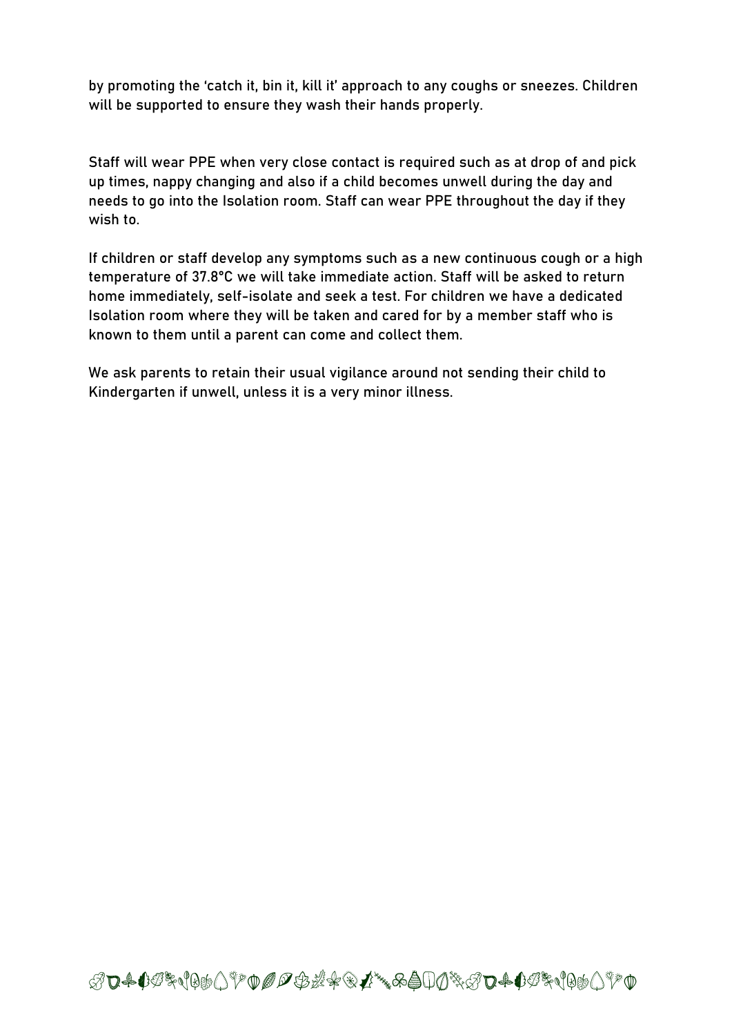by promoting the 'catch it, bin it, kill it' approach to any coughs or sneezes. Children will be supported to ensure they wash their hands properly.

Staff will wear PPE when very close contact is required such as at drop of and pick up times, nappy changing and also if a child becomes unwell during the day and needs to go into the Isolation room. Staff can wear PPE throughout the day if they wish to.

If children or staff develop any symptoms such as a new continuous cough or a high temperature of 37.8°C we will take immediate action. Staff will be asked to return home immediately, self-isolate and seek a test. For children we have a dedicated Isolation room where they will be taken and cared for by a member staff who is known to them until a parent can come and collect them.

We ask parents to retain their usual vigilance around not sending their child to Kindergarten if unwell, unless it is a very minor illness.